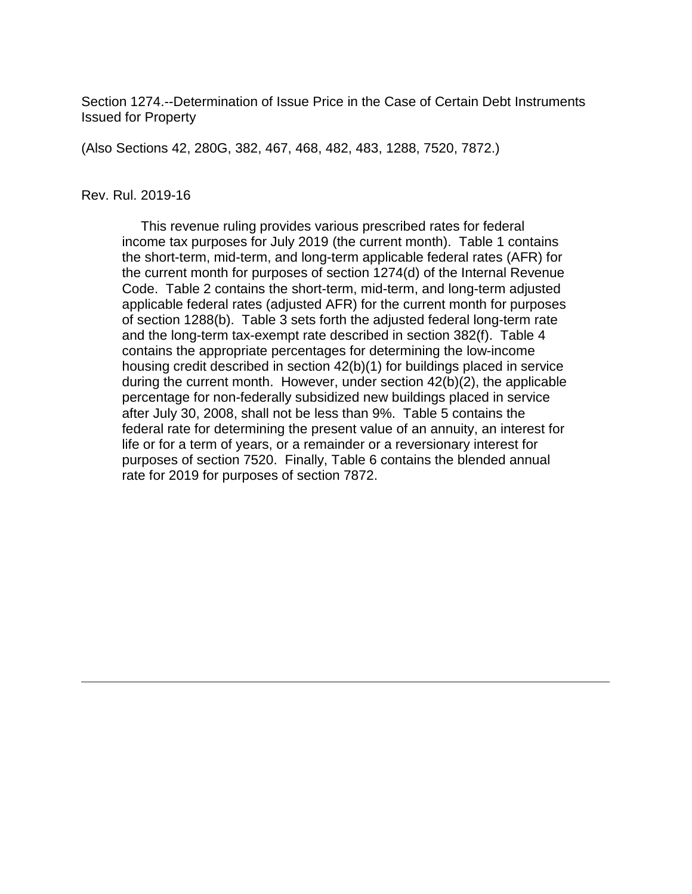Section 1274.--Determination of Issue Price in the Case of Certain Debt Instruments Issued for Property

(Also Sections 42, 280G, 382, 467, 468, 482, 483, 1288, 7520, 7872.)

Rev. Rul. 2019-16

This revenue ruling provides various prescribed rates for federal income tax purposes for July 2019 (the current month). Table 1 contains the short-term, mid-term, and long-term applicable federal rates (AFR) for the current month for purposes of section 1274(d) of the Internal Revenue Code. Table 2 contains the short-term, mid-term, and long-term adjusted applicable federal rates (adjusted AFR) for the current month for purposes of section 1288(b). Table 3 sets forth the adjusted federal long-term rate and the long-term tax-exempt rate described in section 382(f). Table 4 contains the appropriate percentages for determining the low-income housing credit described in section 42(b)(1) for buildings placed in service during the current month. However, under section 42(b)(2), the applicable percentage for non-federally subsidized new buildings placed in service after July 30, 2008, shall not be less than 9%. Table 5 contains the federal rate for determining the present value of an annuity, an interest for life or for a term of years, or a remainder or a reversionary interest for purposes of section 7520. Finally, Table 6 contains the blended annual rate for 2019 for purposes of section 7872.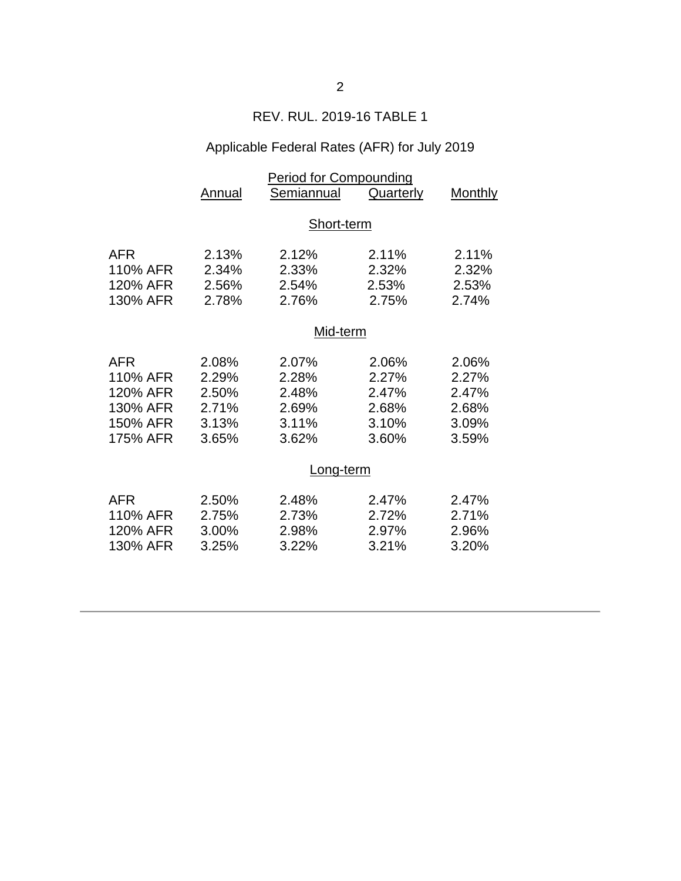## REV. RUL. 2019-16 TABLE 1

### Applicable Federal Rates (AFR) for July 2019

| | Period for Compounding | | | |
|---|---|---|---|---|
| | Annual | Semiannual | Quarterly | Monthly |
| **Short-term** | | | | |
| AFR | 2.13% | 2.12% | 2.11% | 2.11% |
| 110% AFR | 2.34% | 2.33% | 2.32% | 2.32% |
| 120% AFR | 2.56% | 2.54% | 2.53% | 2.53% |
| 130% AFR | 2.78% | 2.76% | 2.75% | 2.74% |
| **Mid-term** | | | | |
| AFR | 2.08% | 2.07% | 2.06% | 2.06% |
| 110% AFR | 2.29% | 2.28% | 2.27% | 2.27% |
| 120% AFR | 2.50% | 2.48% | 2.47% | 2.47% |
| 130% AFR | 2.71% | 2.69% | 2.68% | 2.68% |
| 150% AFR | 3.13% | 3.11% | 3.10% | 3.09% |
| 175% AFR | 3.65% | 3.62% | 3.60% | 3.59% |
| **Long-term** | | | | |
| AFR | 2.50% | 2.48% | 2.47% | 2.47% |
| 110% AFR | 2.75% | 2.73% | 2.72% | 2.71% |
| 120% AFR | 3.00% | 2.98% | 2.97% | 2.96% |
| 130% AFR | 3.25% | 3.22% | 3.21% | 3.20% |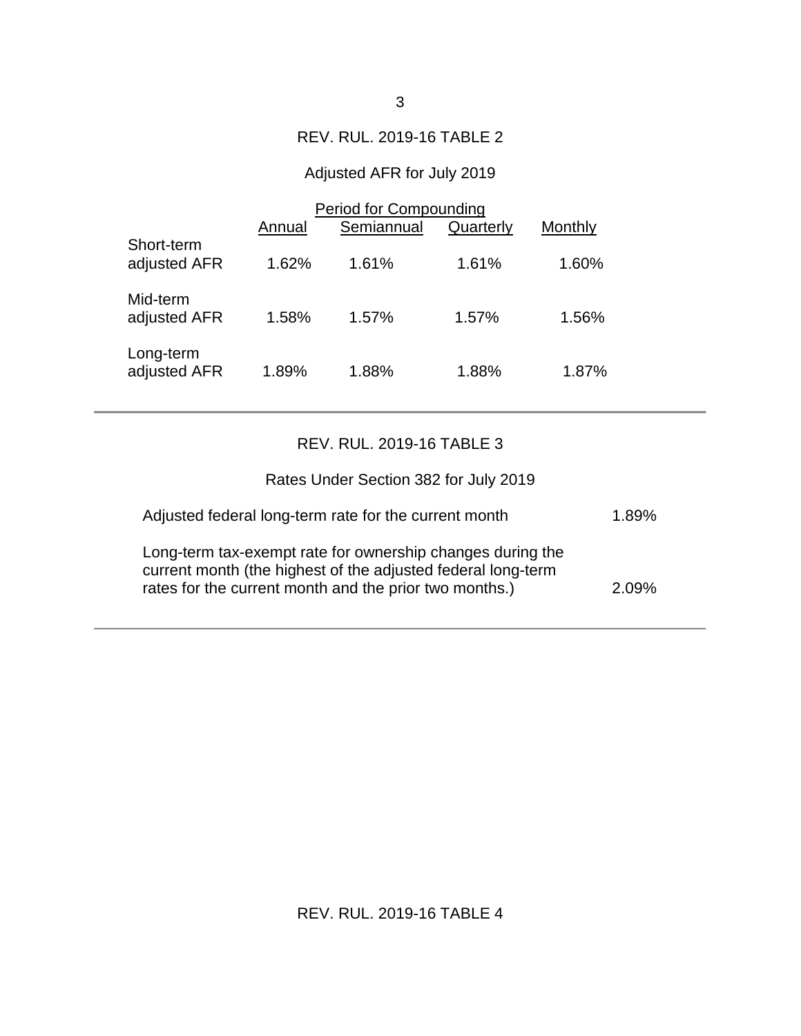## REV. RUL. 2019-16 TABLE 2

Adjusted AFR for July 2019

| | Period for Compounding | | | |
|---|---|---|---|---|
| | Annual | Semiannual | Quarterly | Monthly |
| Short-term adjusted AFR | 1.62% | 1.61% | 1.61% | 1.60% |
| Mid-term adjusted AFR | 1.58% | 1.57% | 1.57% | 1.56% |
| Long-term adjusted AFR | 1.89% | 1.88% | 1.88% | 1.87% |

## REV. RUL. 2019-16 TABLE 3

Rates Under Section 382 for July 2019

| | |
|---|---|
| Adjusted federal long-term rate for the current month | 1.89% |
| Long-term tax-exempt rate for ownership changes during the current month (the highest of the adjusted federal long-term rates for the current month and the prior two months.) | 2.09% |

## REV. RUL. 2019-16 TABLE 4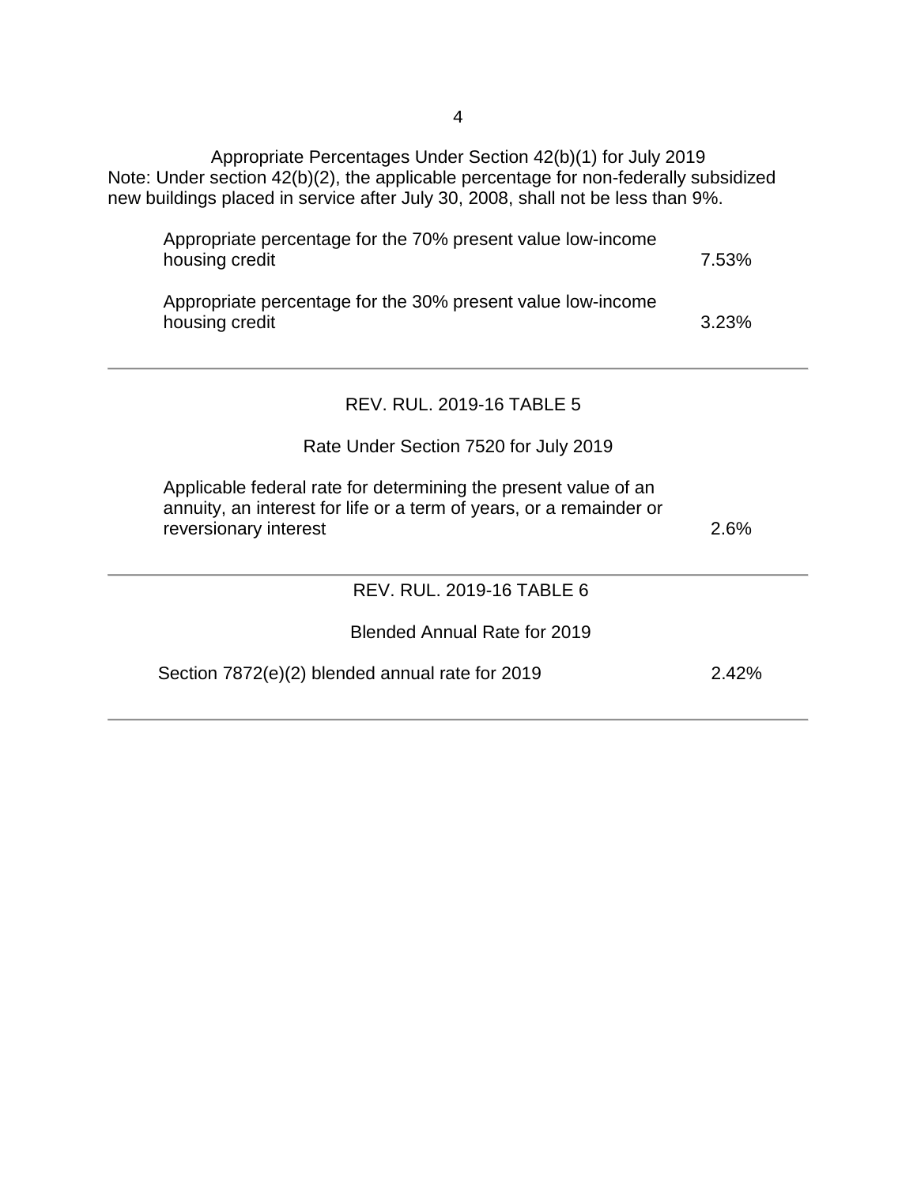Appropriate Percentages Under Section 42(b)(1) for July 2019

Note: Under section 42(b)(2), the applicable percentage for non-federally subsidized new buildings placed in service after July 30, 2008, shall not be less than 9%.

| | |
|---|---|
| Appropriate percentage for the 70% present value low-income housing credit | 7.53% |
| Appropriate percentage for the 30% present value low-income housing credit | 3.23% |

---

REV. RUL. 2019-16 TABLE 5

Rate Under Section 7520 for July 2019

| | |
|---|---|
| Applicable federal rate for determining the present value of an annuity, an interest for life or a term of years, or a remainder or reversionary interest | 2.6% |

---

REV. RUL. 2019-16 TABLE 6

Blended Annual Rate for 2019

| | |
|---|---|
| Section 7872(e)(2) blended annual rate for 2019 | 2.42% |